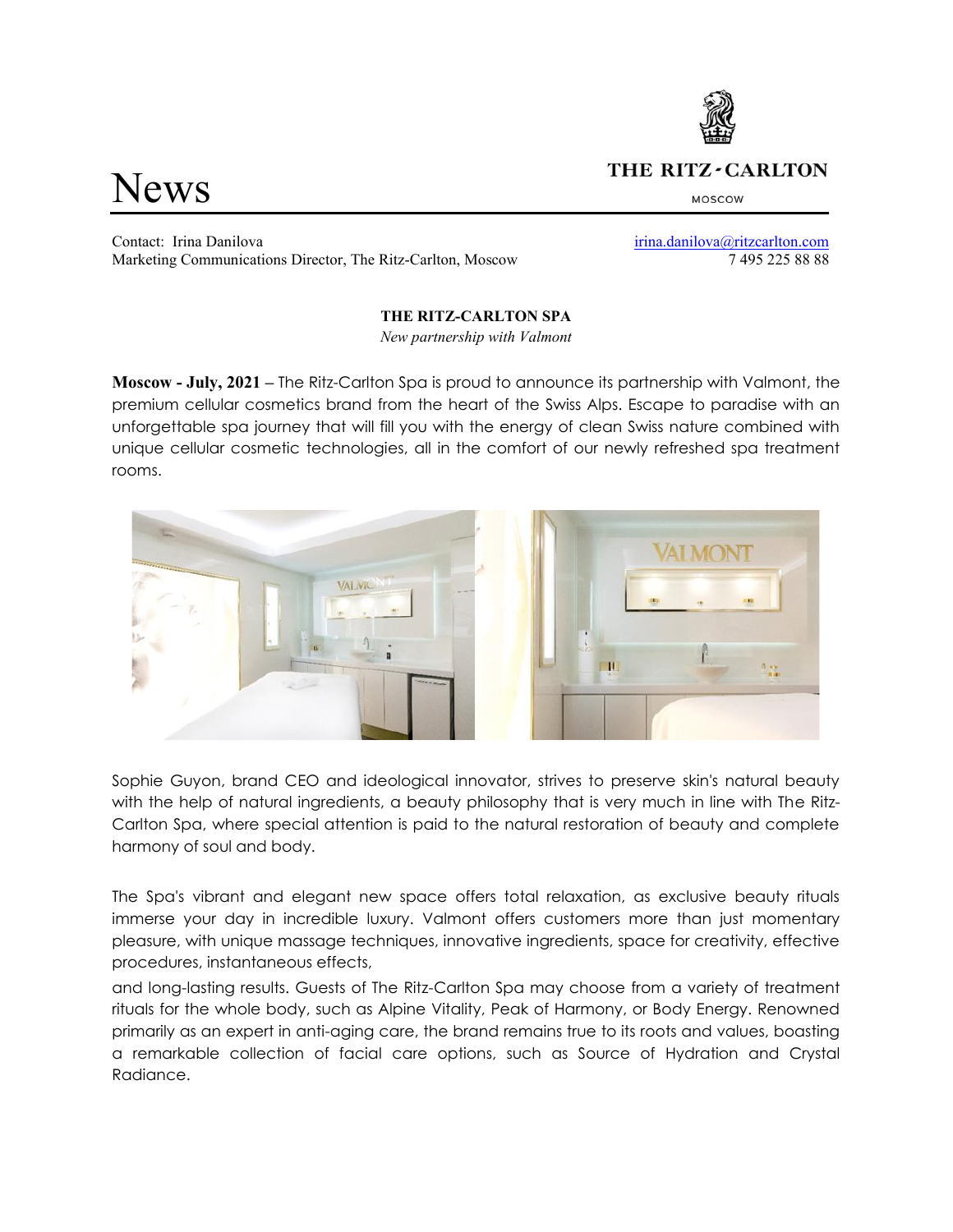THE RITZ-CARLTON

MOSCOW

# News

Contact: Irina Danilova
Marketing Communications Director, The Ritz-Carlton, Moscow

irina.danilova@ritzcarlton.com
7 495 225 88 88

**THE RITZ-CARLTON SPA**

*New partnership with Valmont*

**Moscow - July, 2021** – The Ritz-Carlton Spa is proud to announce its partnership with Valmont, the premium cellular cosmetics brand from the heart of the Swiss Alps. Escape to paradise with an unforgettable spa journey that will fill you with the energy of clean Swiss nature combined with unique cellular cosmetic technologies, all in the comfort of our newly refreshed spa treatment rooms.

Sophie Guyon, brand CEO and ideological innovator, strives to preserve skin's natural beauty with the help of natural ingredients, a beauty philosophy that is very much in line with The Ritz-Carlton Spa, where special attention is paid to the natural restoration of beauty and complete harmony of soul and body.

The Spa's vibrant and elegant new space offers total relaxation, as exclusive beauty rituals immerse your day in incredible luxury. Valmont offers customers more than just momentary pleasure, with unique massage techniques, innovative ingredients, space for creativity, effective procedures, instantaneous effects, and long-lasting results. Guests of The Ritz-Carlton Spa may choose from a variety of treatment rituals for the whole body, such as Alpine Vitality, Peak of Harmony, or Body Energy. Renowned primarily as an expert in anti-aging care, the brand remains true to its roots and values, boasting a remarkable collection of facial care options, such as Source of Hydration and Crystal Radiance.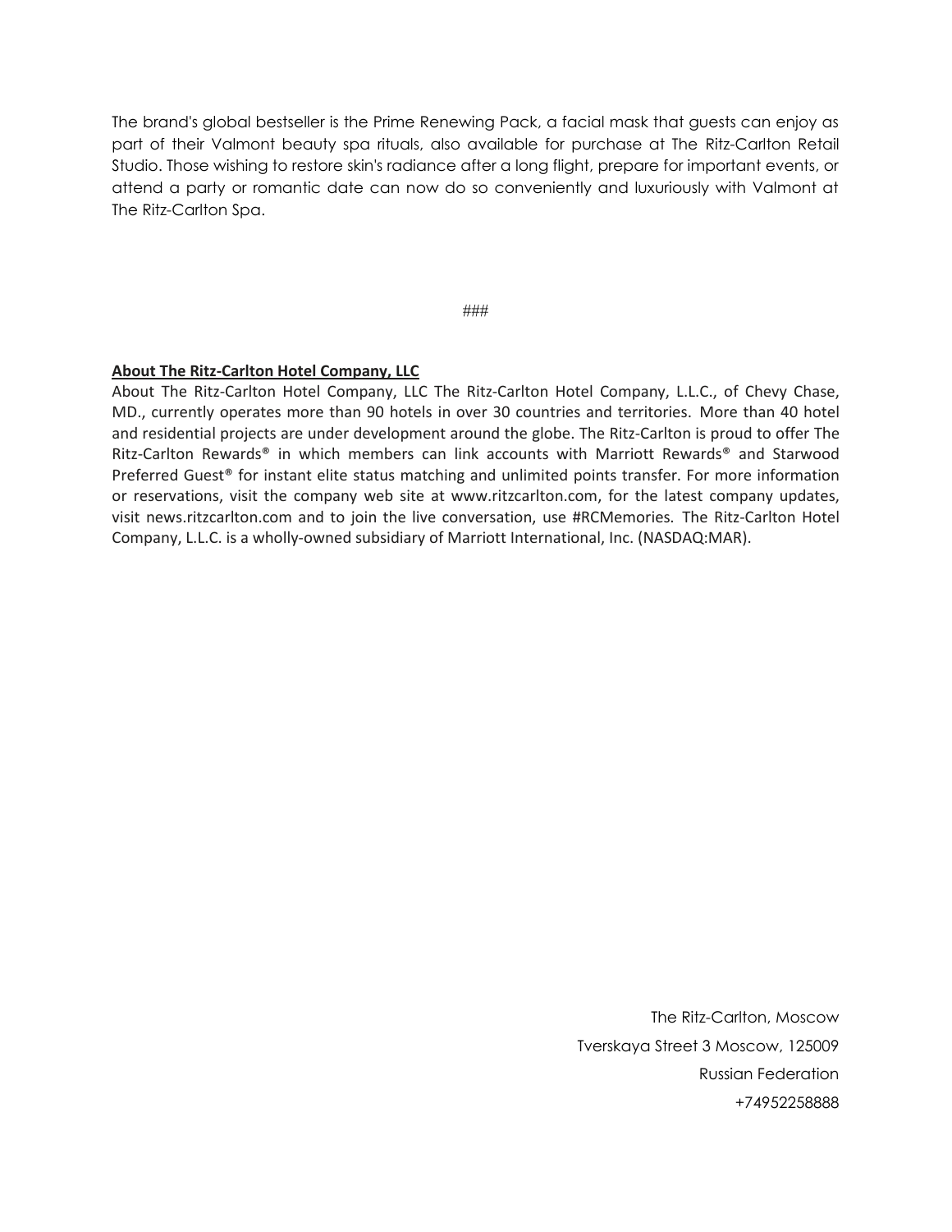The brand's global bestseller is the Prime Renewing Pack, a facial mask that guests can enjoy as part of their Valmont beauty spa rituals, also available for purchase at The Ritz-Carlton Retail Studio. Those wishing to restore skin's radiance after a long flight, prepare for important events, or attend a party or romantic date can now do so conveniently and luxuriously with Valmont at The Ritz-Carlton Spa.

###

**About The Ritz-Carlton Hotel Company, LLC**

About The Ritz-Carlton Hotel Company, LLC The Ritz-Carlton Hotel Company, L.L.C., of Chevy Chase, MD., currently operates more than 90 hotels in over 30 countries and territories. More than 40 hotel and residential projects are under development around the globe. The Ritz-Carlton is proud to offer The Ritz-Carlton Rewards® in which members can link accounts with Marriott Rewards® and Starwood Preferred Guest® for instant elite status matching and unlimited points transfer. For more information or reservations, visit the company web site at www.ritzcarlton.com, for the latest company updates, visit news.ritzcarlton.com and to join the live conversation, use #RCMemories. The Ritz-Carlton Hotel Company, L.L.C. is a wholly-owned subsidiary of Marriott International, Inc. (NASDAQ:MAR).

The Ritz-Carlton, Moscow

Tverskaya Street 3 Moscow, 125009

Russian Federation

+74952258888